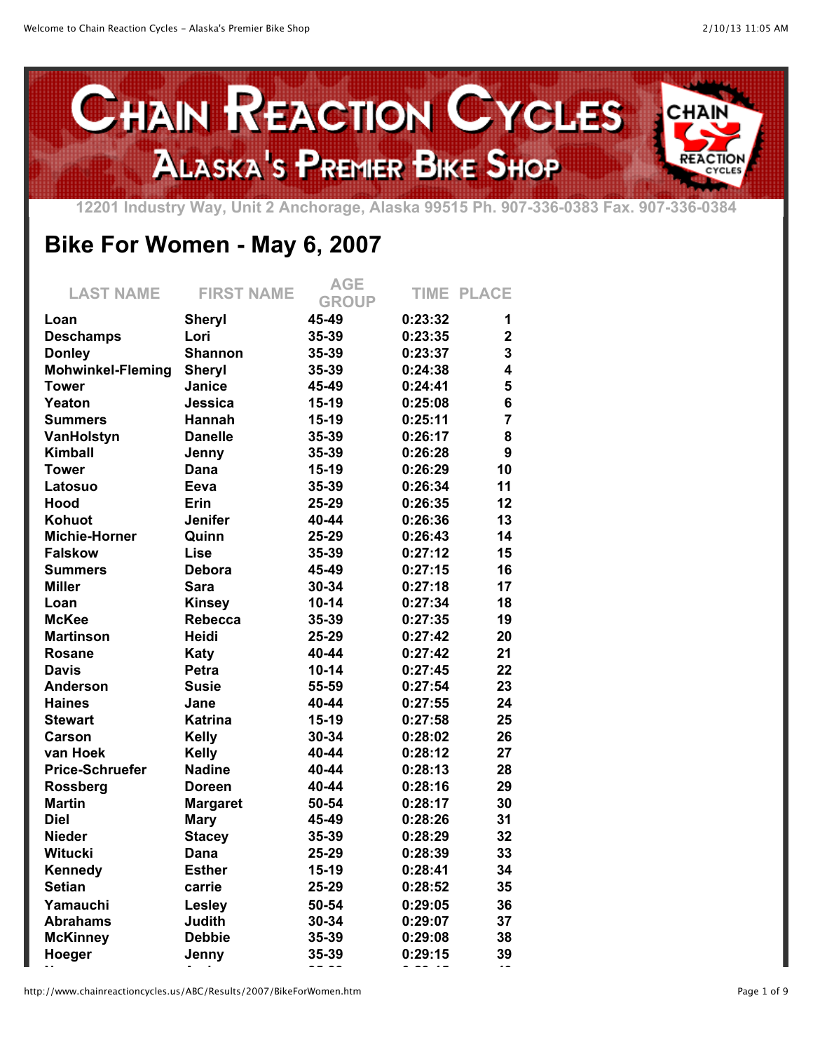# CHAIN REACTION CYCLES

## ALASKA'S PREMIER BIKE SHOP

12201 Industry Way, Unit 2 Anchorage, Alaska 99515 Ph. 907-336-0383 Fax. 907-336-0384

# Bike For Women - May 6, 2007

| LAST NAME | FIRST NAME | AGE GROUP | TIME | PLACE |
|---|---|---|---|---|
| Loan | Sheryl | 45-49 | 0:23:32 | 1 |
| Deschamps | Lori | 35-39 | 0:23:35 | 2 |
| Donley | Shannon | 35-39 | 0:23:37 | 3 |
| Mohwinkel-Fleming | Sheryl | 35-39 | 0:24:38 | 4 |
| Tower | Janice | 45-49 | 0:24:41 | 5 |
| Yeaton | Jessica | 15-19 | 0:25:08 | 6 |
| Summers | Hannah | 15-19 | 0:25:11 | 7 |
| VanHolstyn | Danelle | 35-39 | 0:26:17 | 8 |
| Kimball | Jenny | 35-39 | 0:26:28 | 9 |
| Tower | Dana | 15-19 | 0:26:29 | 10 |
| Latosuo | Eeva | 35-39 | 0:26:34 | 11 |
| Hood | Erin | 25-29 | 0:26:35 | 12 |
| Kohuot | Jenifer | 40-44 | 0:26:36 | 13 |
| Michie-Horner | Quinn | 25-29 | 0:26:43 | 14 |
| Falskow | Lise | 35-39 | 0:27:12 | 15 |
| Summers | Debora | 45-49 | 0:27:15 | 16 |
| Miller | Sara | 30-34 | 0:27:18 | 17 |
| Loan | Kinsey | 10-14 | 0:27:34 | 18 |
| McKee | Rebecca | 35-39 | 0:27:35 | 19 |
| Martinson | Heidi | 25-29 | 0:27:42 | 20 |
| Rosane | Katy | 40-44 | 0:27:42 | 21 |
| Davis | Petra | 10-14 | 0:27:45 | 22 |
| Anderson | Susie | 55-59 | 0:27:54 | 23 |
| Haines | Jane | 40-44 | 0:27:55 | 24 |
| Stewart | Katrina | 15-19 | 0:27:58 | 25 |
| Carson | Kelly | 30-34 | 0:28:02 | 26 |
| van Hoek | Kelly | 40-44 | 0:28:12 | 27 |
| Price-Schruefer | Nadine | 40-44 | 0:28:13 | 28 |
| Rossberg | Doreen | 40-44 | 0:28:16 | 29 |
| Martin | Margaret | 50-54 | 0:28:17 | 30 |
| Diel | Mary | 45-49 | 0:28:26 | 31 |
| Nieder | Stacey | 35-39 | 0:28:29 | 32 |
| Witucki | Dana | 25-29 | 0:28:39 | 33 |
| Kennedy | Esther | 15-19 | 0:28:41 | 34 |
| Setian | carrie | 25-29 | 0:28:52 | 35 |
| Yamauchi | Lesley | 50-54 | 0:29:05 | 36 |
| Abrahams | Judith | 30-34 | 0:29:07 | 37 |
| McKinney | Debbie | 35-39 | 0:29:08 | 38 |
| Hoeger | Jenny | 35-39 | 0:29:15 | 39 |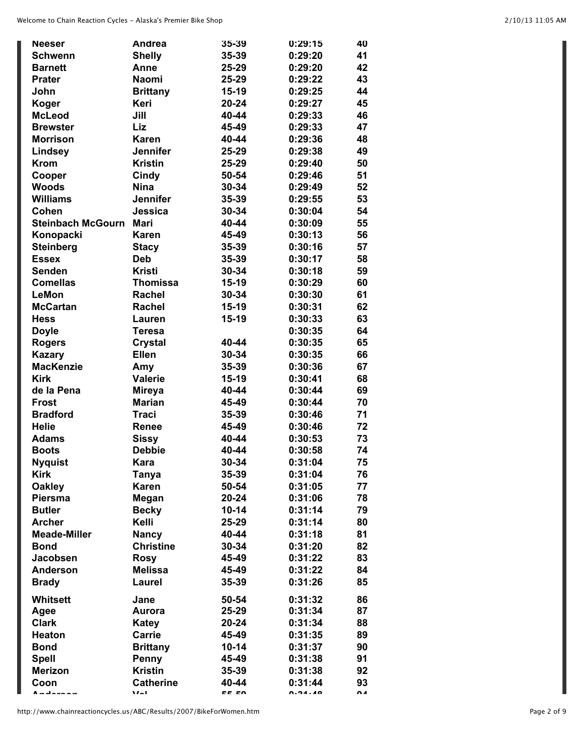| | | | | |
|---|---|---|---|---|
| **Neeser** | **Andrea** | **35-39** | **0:29:15** | **40** |
| **Schwenn** | **Shelly** | **35-39** | **0:29:20** | **41** |
| **Barnett** | **Anne** | **25-29** | **0:29:20** | **42** |
| **Prater** | **Naomi** | **25-29** | **0:29:22** | **43** |
| **John** | **Brittany** | **15-19** | **0:29:25** | **44** |
| **Koger** | **Keri** | **20-24** | **0:29:27** | **45** |
| **McLeod** | **Jill** | **40-44** | **0:29:33** | **46** |
| **Brewster** | **Liz** | **45-49** | **0:29:33** | **47** |
| **Morrison** | **Karen** | **40-44** | **0:29:36** | **48** |
| **Lindsey** | **Jennifer** | **25-29** | **0:29:38** | **49** |
| **Krom** | **Kristin** | **25-29** | **0:29:40** | **50** |
| **Cooper** | **Cindy** | **50-54** | **0:29:46** | **51** |
| **Woods** | **Nina** | **30-34** | **0:29:49** | **52** |
| **Williams** | **Jennifer** | **35-39** | **0:29:55** | **53** |
| **Cohen** | **Jessica** | **30-34** | **0:30:04** | **54** |
| **Steinbach McGourn** | **Mari** | **40-44** | **0:30:09** | **55** |
| **Konopacki** | **Karen** | **45-49** | **0:30:13** | **56** |
| **Steinberg** | **Stacy** | **35-39** | **0:30:16** | **57** |
| **Essex** | **Deb** | **35-39** | **0:30:17** | **58** |
| **Senden** | **Kristi** | **30-34** | **0:30:18** | **59** |
| **Comellas** | **Thomissa** | **15-19** | **0:30:29** | **60** |
| **LeMon** | **Rachel** | **30-34** | **0:30:30** | **61** |
| **McCartan** | **Rachel** | **15-19** | **0:30:31** | **62** |
| **Hess** | **Lauren** | **15-19** | **0:30:33** | **63** |
| **Doyle** | **Teresa** | | **0:30:35** | **64** |
| **Rogers** | **Crystal** | **40-44** | **0:30:35** | **65** |
| **Kazary** | **Ellen** | **30-34** | **0:30:35** | **66** |
| **MacKenzie** | **Amy** | **35-39** | **0:30:36** | **67** |
| **Kirk** | **Valerie** | **15-19** | **0:30:41** | **68** |
| **de la Pena** | **Mireya** | **40-44** | **0:30:44** | **69** |
| **Frost** | **Marian** | **45-49** | **0:30:44** | **70** |
| **Bradford** | **Traci** | **35-39** | **0:30:46** | **71** |
| **Helie** | **Renee** | **45-49** | **0:30:46** | **72** |
| **Adams** | **Sissy** | **40-44** | **0:30:53** | **73** |
| **Boots** | **Debbie** | **40-44** | **0:30:58** | **74** |
| **Nyquist** | **Kara** | **30-34** | **0:31:04** | **75** |
| **Kirk** | **Tanya** | **35-39** | **0:31:04** | **76** |
| **Oakley** | **Karen** | **50-54** | **0:31:05** | **77** |
| **Piersma** | **Megan** | **20-24** | **0:31:06** | **78** |
| **Butler** | **Becky** | **10-14** | **0:31:14** | **79** |
| **Archer** | **Kelli** | **25-29** | **0:31:14** | **80** |
| **Meade-Miller** | **Nancy** | **40-44** | **0:31:18** | **81** |
| **Bond** | **Christine** | **30-34** | **0:31:20** | **82** |
| **Jacobsen** | **Rosy** | **45-49** | **0:31:22** | **83** |
| **Anderson** | **Melissa** | **45-49** | **0:31:22** | **84** |
| **Brady** | **Laurel** | **35-39** | **0:31:26** | **85** |
| **Whitsett** | **Jane** | **50-54** | **0:31:32** | **86** |
| **Agee** | **Aurora** | **25-29** | **0:31:34** | **87** |
| **Clark** | **Katey** | **20-24** | **0:31:34** | **88** |
| **Heaton** | **Carrie** | **45-49** | **0:31:35** | **89** |
| **Bond** | **Brittany** | **10-14** | **0:31:37** | **90** |
| **Spell** | **Penny** | **45-49** | **0:31:38** | **91** |
| **Merizon** | **Kristin** | **35-39** | **0:31:38** | **92** |
| **Coon** | **Catherine** | **40-44** | **0:31:44** | **93** |
| **Anderson** | **Val** | **55-59** | **0:31:48** | **94** |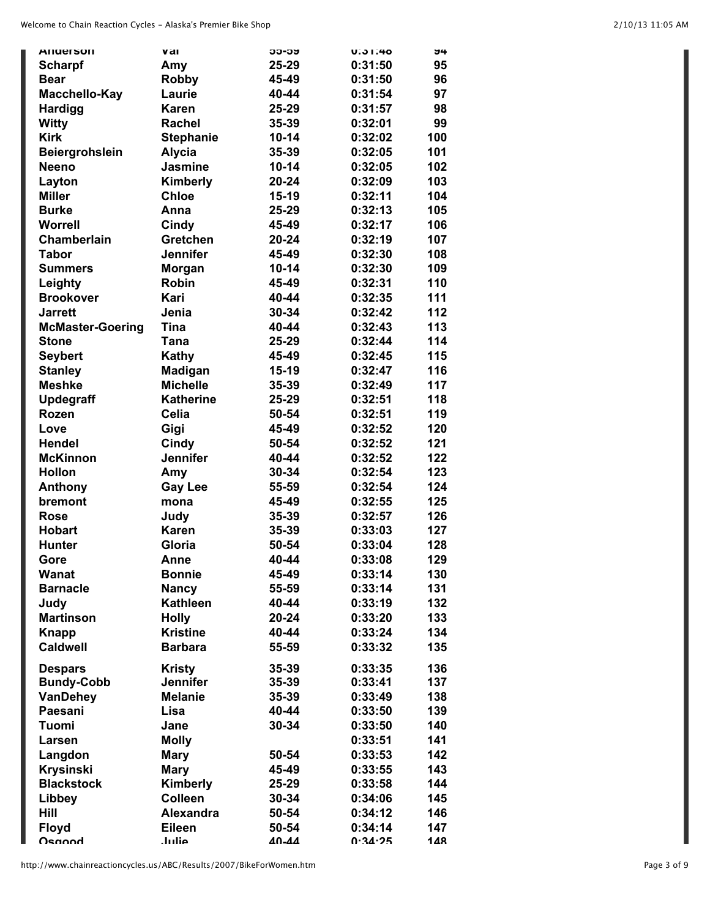| | | | | |
|---|---|---|---|---|
| Anderson | Val | 55-59 | 0:31:48 | 94 |
| Scharpf | Amy | 25-29 | 0:31:50 | 95 |
| Bear | Robby | 45-49 | 0:31:50 | 96 |
| Macchello-Kay | Laurie | 40-44 | 0:31:54 | 97 |
| Hardigg | Karen | 25-29 | 0:31:57 | 98 |
| Witty | Rachel | 35-39 | 0:32:01 | 99 |
| Kirk | Stephanie | 10-14 | 0:32:02 | 100 |
| Beiergrohslein | Alycia | 35-39 | 0:32:05 | 101 |
| Neeno | Jasmine | 10-14 | 0:32:05 | 102 |
| Layton | Kimberly | 20-24 | 0:32:09 | 103 |
| Miller | Chloe | 15-19 | 0:32:11 | 104 |
| Burke | Anna | 25-29 | 0:32:13 | 105 |
| Worrell | Cindy | 45-49 | 0:32:17 | 106 |
| Chamberlain | Gretchen | 20-24 | 0:32:19 | 107 |
| Tabor | Jennifer | 45-49 | 0:32:30 | 108 |
| Summers | Morgan | 10-14 | 0:32:30 | 109 |
| Leighty | Robin | 45-49 | 0:32:31 | 110 |
| Brookover | Kari | 40-44 | 0:32:35 | 111 |
| Jarrett | Jenia | 30-34 | 0:32:42 | 112 |
| McMaster-Goering | Tina | 40-44 | 0:32:43 | 113 |
| Stone | Tana | 25-29 | 0:32:44 | 114 |
| Seybert | Kathy | 45-49 | 0:32:45 | 115 |
| Stanley | Madigan | 15-19 | 0:32:47 | 116 |
| Meshke | Michelle | 35-39 | 0:32:49 | 117 |
| Updegraff | Katherine | 25-29 | 0:32:51 | 118 |
| Rozen | Celia | 50-54 | 0:32:51 | 119 |
| Love | Gigi | 45-49 | 0:32:52 | 120 |
| Hendel | Cindy | 50-54 | 0:32:52 | 121 |
| McKinnon | Jennifer | 40-44 | 0:32:52 | 122 |
| Hollon | Amy | 30-34 | 0:32:54 | 123 |
| Anthony | Gay Lee | 55-59 | 0:32:54 | 124 |
| bremont | mona | 45-49 | 0:32:55 | 125 |
| Rose | Judy | 35-39 | 0:32:57 | 126 |
| Hobart | Karen | 35-39 | 0:33:03 | 127 |
| Hunter | Gloria | 50-54 | 0:33:04 | 128 |
| Gore | Anne | 40-44 | 0:33:08 | 129 |
| Wanat | Bonnie | 45-49 | 0:33:14 | 130 |
| Barnacle | Nancy | 55-59 | 0:33:14 | 131 |
| Judy | Kathleen | 40-44 | 0:33:19 | 132 |
| Martinson | Holly | 20-24 | 0:33:20 | 133 |
| Knapp | Kristine | 40-44 | 0:33:24 | 134 |
| Caldwell | Barbara | 55-59 | 0:33:32 | 135 |
| Despars | Kristy | 35-39 | 0:33:35 | 136 |
| Bundy-Cobb | Jennifer | 35-39 | 0:33:41 | 137 |
| VanDehey | Melanie | 35-39 | 0:33:49 | 138 |
| Paesani | Lisa | 40-44 | 0:33:50 | 139 |
| Tuomi | Jane | 30-34 | 0:33:50 | 140 |
| Larsen | Molly | | 0:33:51 | 141 |
| Langdon | Mary | 50-54 | 0:33:53 | 142 |
| Krysinski | Mary | 45-49 | 0:33:55 | 143 |
| Blackstock | Kimberly | 25-29 | 0:33:58 | 144 |
| Libbey | Colleen | 30-34 | 0:34:06 | 145 |
| Hill | Alexandra | 50-54 | 0:34:12 | 146 |
| Floyd | Eileen | 50-54 | 0:34:14 | 147 |
| Osgood | Julie | 40-44 | 0:34:25 | 148 |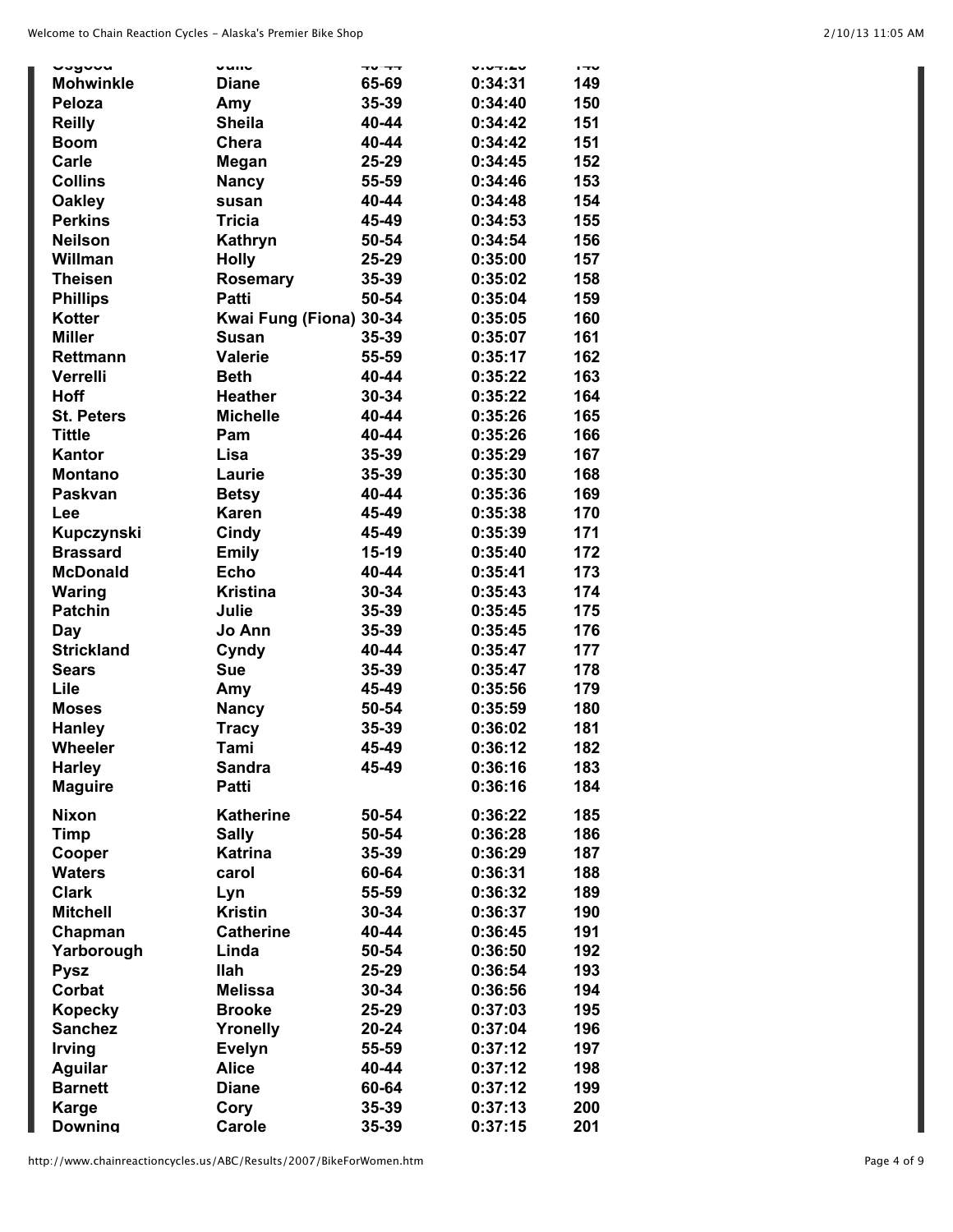| | | | | |
|---|---|---|---|---|
| Osgood | Julie | 40-44 | 0:34:28 | 148 |
| Mohwinkle | Diane | 65-69 | 0:34:31 | 149 |
| Peloza | Amy | 35-39 | 0:34:40 | 150 |
| Reilly | Sheila | 40-44 | 0:34:42 | 151 |
| Boom | Chera | 40-44 | 0:34:42 | 151 |
| Carle | Megan | 25-29 | 0:34:45 | 152 |
| Collins | Nancy | 55-59 | 0:34:46 | 153 |
| Oakley | susan | 40-44 | 0:34:48 | 154 |
| Perkins | Tricia | 45-49 | 0:34:53 | 155 |
| Neilson | Kathryn | 50-54 | 0:34:54 | 156 |
| Willman | Holly | 25-29 | 0:35:00 | 157 |
| Theisen | Rosemary | 35-39 | 0:35:02 | 158 |
| Phillips | Patti | 50-54 | 0:35:04 | 159 |
| Kotter | Kwai Fung (Fiona) | 30-34 | 0:35:05 | 160 |
| Miller | Susan | 35-39 | 0:35:07 | 161 |
| Rettmann | Valerie | 55-59 | 0:35:17 | 162 |
| Verrelli | Beth | 40-44 | 0:35:22 | 163 |
| Hoff | Heather | 30-34 | 0:35:22 | 164 |
| St. Peters | Michelle | 40-44 | 0:35:26 | 165 |
| Tittle | Pam | 40-44 | 0:35:26 | 166 |
| Kantor | Lisa | 35-39 | 0:35:29 | 167 |
| Montano | Laurie | 35-39 | 0:35:30 | 168 |
| Paskvan | Betsy | 40-44 | 0:35:36 | 169 |
| Lee | Karen | 45-49 | 0:35:38 | 170 |
| Kupczynski | Cindy | 45-49 | 0:35:39 | 171 |
| Brassard | Emily | 15-19 | 0:35:40 | 172 |
| McDonald | Echo | 40-44 | 0:35:41 | 173 |
| Waring | Kristina | 30-34 | 0:35:43 | 174 |
| Patchin | Julie | 35-39 | 0:35:45 | 175 |
| Day | Jo Ann | 35-39 | 0:35:45 | 176 |
| Strickland | Cyndy | 40-44 | 0:35:47 | 177 |
| Sears | Sue | 35-39 | 0:35:47 | 178 |
| Lile | Amy | 45-49 | 0:35:56 | 179 |
| Moses | Nancy | 50-54 | 0:35:59 | 180 |
| Hanley | Tracy | 35-39 | 0:36:02 | 181 |
| Wheeler | Tami | 45-49 | 0:36:12 | 182 |
| Harley | Sandra | 45-49 | 0:36:16 | 183 |
| Maguire | Patti | | 0:36:16 | 184 |
| Nixon | Katherine | 50-54 | 0:36:22 | 185 |
| Timp | Sally | 50-54 | 0:36:28 | 186 |
| Cooper | Katrina | 35-39 | 0:36:29 | 187 |
| Waters | carol | 60-64 | 0:36:31 | 188 |
| Clark | Lyn | 55-59 | 0:36:32 | 189 |
| Mitchell | Kristin | 30-34 | 0:36:37 | 190 |
| Chapman | Catherine | 40-44 | 0:36:45 | 191 |
| Yarborough | Linda | 50-54 | 0:36:50 | 192 |
| Pysz | Ilah | 25-29 | 0:36:54 | 193 |
| Corbat | Melissa | 30-34 | 0:36:56 | 194 |
| Kopecky | Brooke | 25-29 | 0:37:03 | 195 |
| Sanchez | Yronelly | 20-24 | 0:37:04 | 196 |
| Irving | Evelyn | 55-59 | 0:37:12 | 197 |
| Aguilar | Alice | 40-44 | 0:37:12 | 198 |
| Barnett | Diane | 60-64 | 0:37:12 | 199 |
| Karge | Cory | 35-39 | 0:37:13 | 200 |
| Downing | Carole | 35-39 | 0:37:15 | 201 |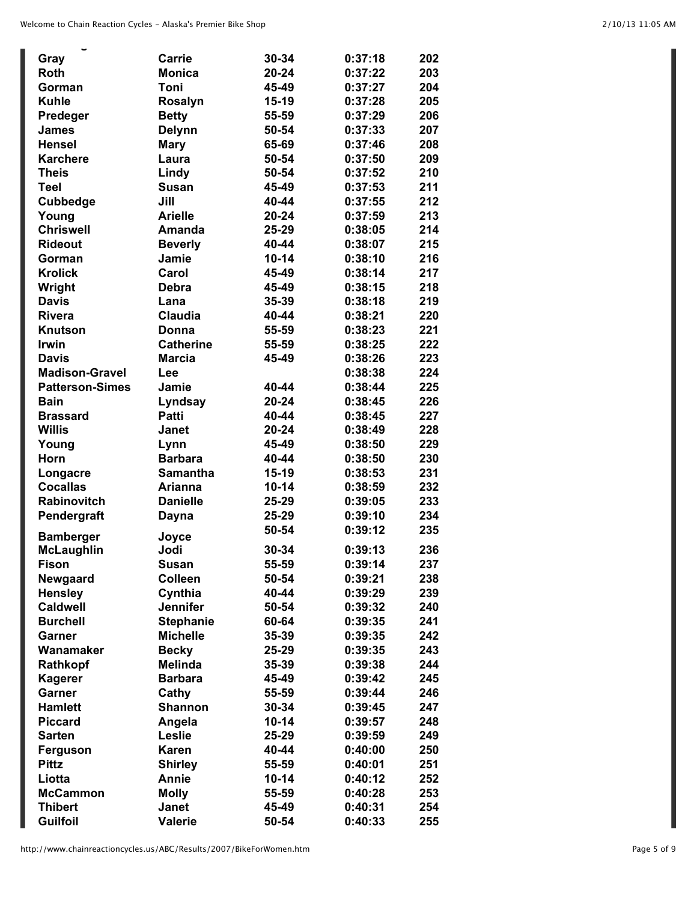| | | | | |
|---|---|---|---|---|
| Gray | Carrie | 30-34 | 0:37:18 | 202 |
| Roth | Monica | 20-24 | 0:37:22 | 203 |
| Gorman | Toni | 45-49 | 0:37:27 | 204 |
| Kuhle | Rosalyn | 15-19 | 0:37:28 | 205 |
| Predeger | Betty | 55-59 | 0:37:29 | 206 |
| James | Delynn | 50-54 | 0:37:33 | 207 |
| Hensel | Mary | 65-69 | 0:37:46 | 208 |
| Karchere | Laura | 50-54 | 0:37:50 | 209 |
| Theis | Lindy | 50-54 | 0:37:52 | 210 |
| Teel | Susan | 45-49 | 0:37:53 | 211 |
| Cubbedge | Jill | 40-44 | 0:37:55 | 212 |
| Young | Arielle | 20-24 | 0:37:59 | 213 |
| Chriswell | Amanda | 25-29 | 0:38:05 | 214 |
| Rideout | Beverly | 40-44 | 0:38:07 | 215 |
| Gorman | Jamie | 10-14 | 0:38:10 | 216 |
| Krolick | Carol | 45-49 | 0:38:14 | 217 |
| Wright | Debra | 45-49 | 0:38:15 | 218 |
| Davis | Lana | 35-39 | 0:38:18 | 219 |
| Rivera | Claudia | 40-44 | 0:38:21 | 220 |
| Knutson | Donna | 55-59 | 0:38:23 | 221 |
| Irwin | Catherine | 55-59 | 0:38:25 | 222 |
| Davis | Marcia | 45-49 | 0:38:26 | 223 |
| Madison-Gravel | Lee | | 0:38:38 | 224 |
| Patterson-Simes | Jamie | 40-44 | 0:38:44 | 225 |
| Bain | Lyndsay | 20-24 | 0:38:45 | 226 |
| Brassard | Patti | 40-44 | 0:38:45 | 227 |
| Willis | Janet | 20-24 | 0:38:49 | 228 |
| Young | Lynn | 45-49 | 0:38:50 | 229 |
| Horn | Barbara | 40-44 | 0:38:50 | 230 |
| Longacre | Samantha | 15-19 | 0:38:53 | 231 |
| Cocallas | Arianna | 10-14 | 0:38:59 | 232 |
| Rabinovitch | Danielle | 25-29 | 0:39:05 | 233 |
| Pendergraft | Dayna | 25-29 | 0:39:10 | 234 |
| Bamberger | Joyce | 50-54 | 0:39:12 | 235 |
| McLaughlin | Jodi | 30-34 | 0:39:13 | 236 |
| Fison | Susan | 55-59 | 0:39:14 | 237 |
| Newgaard | Colleen | 50-54 | 0:39:21 | 238 |
| Hensley | Cynthia | 40-44 | 0:39:29 | 239 |
| Caldwell | Jennifer | 50-54 | 0:39:32 | 240 |
| Burchell | Stephanie | 60-64 | 0:39:35 | 241 |
| Garner | Michelle | 35-39 | 0:39:35 | 242 |
| Wanamaker | Becky | 25-29 | 0:39:35 | 243 |
| Rathkopf | Melinda | 35-39 | 0:39:38 | 244 |
| Kagerer | Barbara | 45-49 | 0:39:42 | 245 |
| Garner | Cathy | 55-59 | 0:39:44 | 246 |
| Hamlett | Shannon | 30-34 | 0:39:45 | 247 |
| Piccard | Angela | 10-14 | 0:39:57 | 248 |
| Sarten | Leslie | 25-29 | 0:39:59 | 249 |
| Ferguson | Karen | 40-44 | 0:40:00 | 250 |
| Pittz | Shirley | 55-59 | 0:40:01 | 251 |
| Liotta | Annie | 10-14 | 0:40:12 | 252 |
| McCammon | Molly | 55-59 | 0:40:28 | 253 |
| Thibert | Janet | 45-49 | 0:40:31 | 254 |
| Guilfoil | Valerie | 50-54 | 0:40:33 | 255 |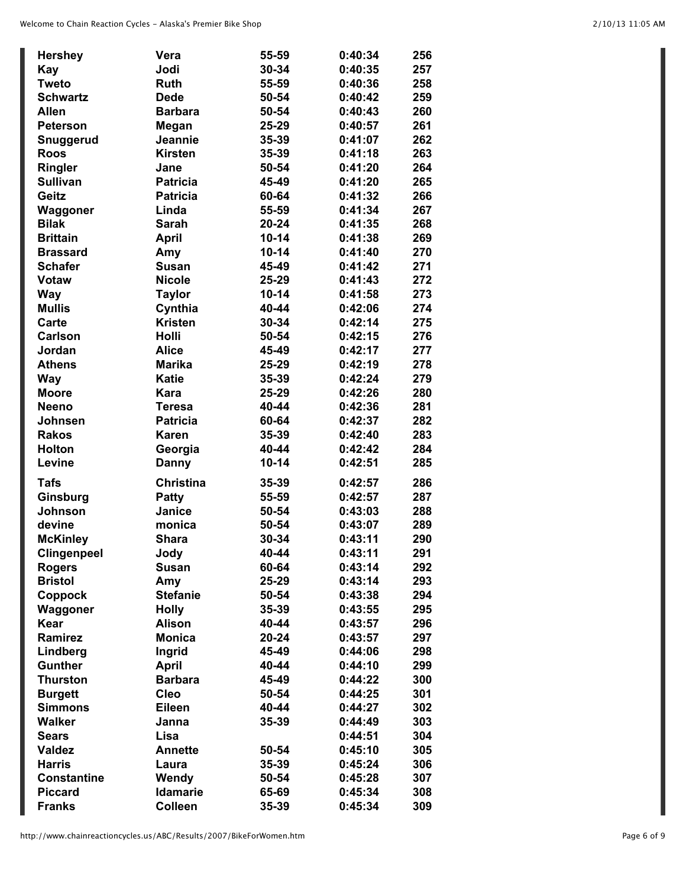| | | | | |
|---|---|---|---|---|
| Hershey | Vera | 55-59 | 0:40:34 | 256 |
| Kay | Jodi | 30-34 | 0:40:35 | 257 |
| Tweto | Ruth | 55-59 | 0:40:36 | 258 |
| Schwartz | Dede | 50-54 | 0:40:42 | 259 |
| Allen | Barbara | 50-54 | 0:40:43 | 260 |
| Peterson | Megan | 25-29 | 0:40:57 | 261 |
| Snuggerud | Jeannie | 35-39 | 0:41:07 | 262 |
| Roos | Kirsten | 35-39 | 0:41:18 | 263 |
| Ringler | Jane | 50-54 | 0:41:20 | 264 |
| Sullivan | Patricia | 45-49 | 0:41:20 | 265 |
| Geitz | Patricia | 60-64 | 0:41:32 | 266 |
| Waggoner | Linda | 55-59 | 0:41:34 | 267 |
| Bilak | Sarah | 20-24 | 0:41:35 | 268 |
| Brittain | April | 10-14 | 0:41:38 | 269 |
| Brassard | Amy | 10-14 | 0:41:40 | 270 |
| Schafer | Susan | 45-49 | 0:41:42 | 271 |
| Votaw | Nicole | 25-29 | 0:41:43 | 272 |
| Way | Taylor | 10-14 | 0:41:58 | 273 |
| Mullis | Cynthia | 40-44 | 0:42:06 | 274 |
| Carte | Kristen | 30-34 | 0:42:14 | 275 |
| Carlson | Holli | 50-54 | 0:42:15 | 276 |
| Jordan | Alice | 45-49 | 0:42:17 | 277 |
| Athens | Marika | 25-29 | 0:42:19 | 278 |
| Way | Katie | 35-39 | 0:42:24 | 279 |
| Moore | Kara | 25-29 | 0:42:26 | 280 |
| Neeno | Teresa | 40-44 | 0:42:36 | 281 |
| Johnsen | Patricia | 60-64 | 0:42:37 | 282 |
| Rakos | Karen | 35-39 | 0:42:40 | 283 |
| Holton | Georgia | 40-44 | 0:42:42 | 284 |
| Levine | Danny | 10-14 | 0:42:51 | 285 |
| Tafs | Christina | 35-39 | 0:42:57 | 286 |
| Ginsburg | Patty | 55-59 | 0:42:57 | 287 |
| Johnson | Janice | 50-54 | 0:43:03 | 288 |
| devine | monica | 50-54 | 0:43:07 | 289 |
| McKinley | Shara | 30-34 | 0:43:11 | 290 |
| Clingenpeel | Jody | 40-44 | 0:43:11 | 291 |
| Rogers | Susan | 60-64 | 0:43:14 | 292 |
| Bristol | Amy | 25-29 | 0:43:14 | 293 |
| Coppock | Stefanie | 50-54 | 0:43:38 | 294 |
| Waggoner | Holly | 35-39 | 0:43:55 | 295 |
| Kear | Alison | 40-44 | 0:43:57 | 296 |
| Ramirez | Monica | 20-24 | 0:43:57 | 297 |
| Lindberg | Ingrid | 45-49 | 0:44:06 | 298 |
| Gunther | April | 40-44 | 0:44:10 | 299 |
| Thurston | Barbara | 45-49 | 0:44:22 | 300 |
| Burgett | Cleo | 50-54 | 0:44:25 | 301 |
| Simmons | Eileen | 40-44 | 0:44:27 | 302 |
| Walker | Janna | 35-39 | 0:44:49 | 303 |
| Sears | Lisa | | 0:44:51 | 304 |
| Valdez | Annette | 50-54 | 0:45:10 | 305 |
| Harris | Laura | 35-39 | 0:45:24 | 306 |
| Constantine | Wendy | 50-54 | 0:45:28 | 307 |
| Piccard | Idamarie | 65-69 | 0:45:34 | 308 |
| Franks | Colleen | 35-39 | 0:45:34 | 309 |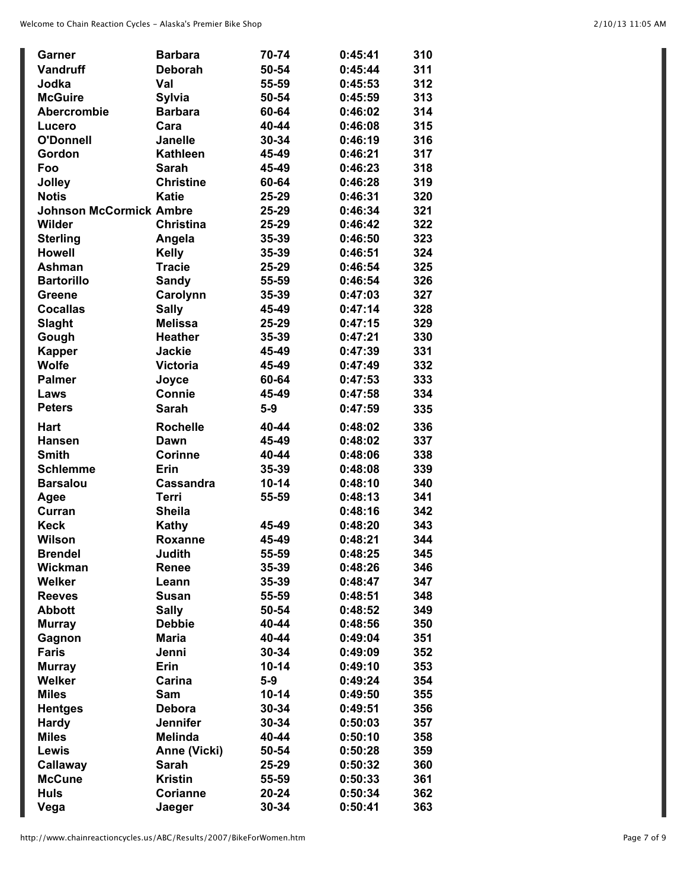| | | | | |
|---|---|---|---|---|
| **Garner** | **Barbara** | **70-74** | **0:45:41** | **310** |
| **Vandruff** | **Deborah** | **50-54** | **0:45:44** | **311** |
| **Jodka** | **Val** | **55-59** | **0:45:53** | **312** |
| **McGuire** | **Sylvia** | **50-54** | **0:45:59** | **313** |
| **Abercrombie** | **Barbara** | **60-64** | **0:46:02** | **314** |
| **Lucero** | **Cara** | **40-44** | **0:46:08** | **315** |
| **O'Donnell** | **Janelle** | **30-34** | **0:46:19** | **316** |
| **Gordon** | **Kathleen** | **45-49** | **0:46:21** | **317** |
| **Foo** | **Sarah** | **45-49** | **0:46:23** | **318** |
| **Jolley** | **Christine** | **60-64** | **0:46:28** | **319** |
| **Notis** | **Katie** | **25-29** | **0:46:31** | **320** |
| **Johnson McCormick** | **Ambre** | **25-29** | **0:46:34** | **321** |
| **Wilder** | **Christina** | **25-29** | **0:46:42** | **322** |
| **Sterling** | **Angela** | **35-39** | **0:46:50** | **323** |
| **Howell** | **Kelly** | **35-39** | **0:46:51** | **324** |
| **Ashman** | **Tracie** | **25-29** | **0:46:54** | **325** |
| **Bartorillo** | **Sandy** | **55-59** | **0:46:54** | **326** |
| **Greene** | **Carolynn** | **35-39** | **0:47:03** | **327** |
| **Cocallas** | **Sally** | **45-49** | **0:47:14** | **328** |
| **Slaght** | **Melissa** | **25-29** | **0:47:15** | **329** |
| **Gough** | **Heather** | **35-39** | **0:47:21** | **330** |
| **Kapper** | **Jackie** | **45-49** | **0:47:39** | **331** |
| **Wolfe** | **Victoria** | **45-49** | **0:47:49** | **332** |
| **Palmer** | **Joyce** | **60-64** | **0:47:53** | **333** |
| **Laws** | **Connie** | **45-49** | **0:47:58** | **334** |
| **Peters** | **Sarah** | **5-9** | **0:47:59** | **335** |
| **Hart** | **Rochelle** | **40-44** | **0:48:02** | **336** |
| **Hansen** | **Dawn** | **45-49** | **0:48:02** | **337** |
| **Smith** | **Corinne** | **40-44** | **0:48:06** | **338** |
| **Schlemme** | **Erin** | **35-39** | **0:48:08** | **339** |
| **Barsalou** | **Cassandra** | **10-14** | **0:48:10** | **340** |
| **Agee** | **Terri** | **55-59** | **0:48:13** | **341** |
| **Curran** | **Sheila** | | **0:48:16** | **342** |
| **Keck** | **Kathy** | **45-49** | **0:48:20** | **343** |
| **Wilson** | **Roxanne** | **45-49** | **0:48:21** | **344** |
| **Brendel** | **Judith** | **55-59** | **0:48:25** | **345** |
| **Wickman** | **Renee** | **35-39** | **0:48:26** | **346** |
| **Welker** | **Leann** | **35-39** | **0:48:47** | **347** |
| **Reeves** | **Susan** | **55-59** | **0:48:51** | **348** |
| **Abbott** | **Sally** | **50-54** | **0:48:52** | **349** |
| **Murray** | **Debbie** | **40-44** | **0:48:56** | **350** |
| **Gagnon** | **Maria** | **40-44** | **0:49:04** | **351** |
| **Faris** | **Jenni** | **30-34** | **0:49:09** | **352** |
| **Murray** | **Erin** | **10-14** | **0:49:10** | **353** |
| **Welker** | **Carina** | **5-9** | **0:49:24** | **354** |
| **Miles** | **Sam** | **10-14** | **0:49:50** | **355** |
| **Hentges** | **Debora** | **30-34** | **0:49:51** | **356** |
| **Hardy** | **Jennifer** | **30-34** | **0:50:03** | **357** |
| **Miles** | **Melinda** | **40-44** | **0:50:10** | **358** |
| **Lewis** | **Anne (Vicki)** | **50-54** | **0:50:28** | **359** |
| **Callaway** | **Sarah** | **25-29** | **0:50:32** | **360** |
| **McCune** | **Kristin** | **55-59** | **0:50:33** | **361** |
| **Huls** | **Corianne** | **20-24** | **0:50:34** | **362** |
| **Vega** | **Jaeger** | **30-34** | **0:50:41** | **363** |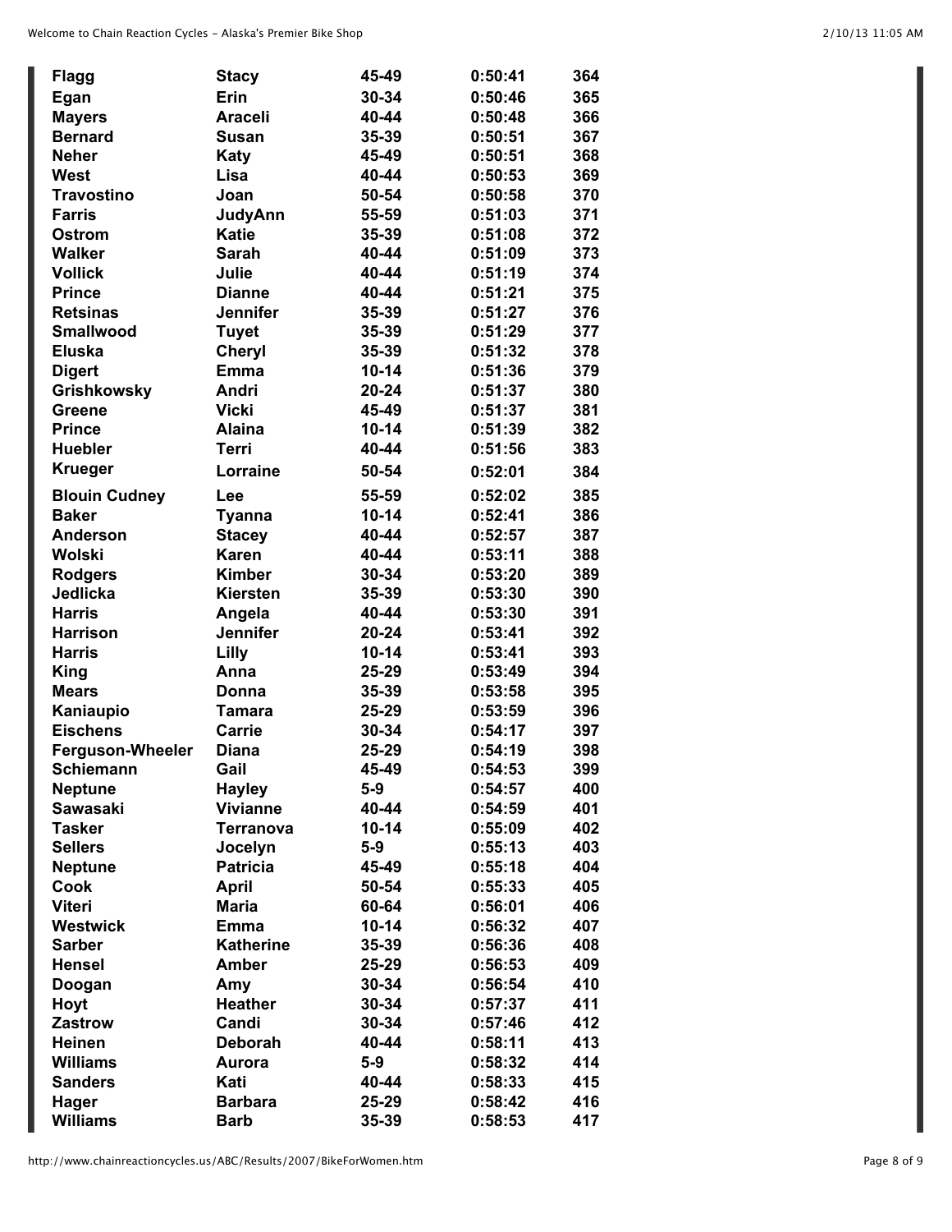| | | | | |
|---|---|---|---|---|
| **Flagg** | **Stacy** | **45-49** | **0:50:41** | **364** |
| **Egan** | **Erin** | **30-34** | **0:50:46** | **365** |
| **Mayers** | **Araceli** | **40-44** | **0:50:48** | **366** |
| **Bernard** | **Susan** | **35-39** | **0:50:51** | **367** |
| **Neher** | **Katy** | **45-49** | **0:50:51** | **368** |
| **West** | **Lisa** | **40-44** | **0:50:53** | **369** |
| **Travostino** | **Joan** | **50-54** | **0:50:58** | **370** |
| **Farris** | **JudyAnn** | **55-59** | **0:51:03** | **371** |
| **Ostrom** | **Katie** | **35-39** | **0:51:08** | **372** |
| **Walker** | **Sarah** | **40-44** | **0:51:09** | **373** |
| **Vollick** | **Julie** | **40-44** | **0:51:19** | **374** |
| **Prince** | **Dianne** | **40-44** | **0:51:21** | **375** |
| **Retsinas** | **Jennifer** | **35-39** | **0:51:27** | **376** |
| **Smallwood** | **Tuyet** | **35-39** | **0:51:29** | **377** |
| **Eluska** | **Cheryl** | **35-39** | **0:51:32** | **378** |
| **Digert** | **Emma** | **10-14** | **0:51:36** | **379** |
| **Grishkowsky** | **Andri** | **20-24** | **0:51:37** | **380** |
| **Greene** | **Vicki** | **45-49** | **0:51:37** | **381** |
| **Prince** | **Alaina** | **10-14** | **0:51:39** | **382** |
| **Huebler** | **Terri** | **40-44** | **0:51:56** | **383** |
| **Krueger** | **Lorraine** | **50-54** | **0:52:01** | **384** |
| **Blouin Cudney** | **Lee** | **55-59** | **0:52:02** | **385** |
| **Baker** | **Tyanna** | **10-14** | **0:52:41** | **386** |
| **Anderson** | **Stacey** | **40-44** | **0:52:57** | **387** |
| **Wolski** | **Karen** | **40-44** | **0:53:11** | **388** |
| **Rodgers** | **Kimber** | **30-34** | **0:53:20** | **389** |
| **Jedlicka** | **Kiersten** | **35-39** | **0:53:30** | **390** |
| **Harris** | **Angela** | **40-44** | **0:53:30** | **391** |
| **Harrison** | **Jennifer** | **20-24** | **0:53:41** | **392** |
| **Harris** | **Lilly** | **10-14** | **0:53:41** | **393** |
| **King** | **Anna** | **25-29** | **0:53:49** | **394** |
| **Mears** | **Donna** | **35-39** | **0:53:58** | **395** |
| **Kaniaupio** | **Tamara** | **25-29** | **0:53:59** | **396** |
| **Eischens** | **Carrie** | **30-34** | **0:54:17** | **397** |
| **Ferguson-Wheeler** | **Diana** | **25-29** | **0:54:19** | **398** |
| **Schiemann** | **Gail** | **45-49** | **0:54:53** | **399** |
| **Neptune** | **Hayley** | **5-9** | **0:54:57** | **400** |
| **Sawasaki** | **Vivianne** | **40-44** | **0:54:59** | **401** |
| **Tasker** | **Terranova** | **10-14** | **0:55:09** | **402** |
| **Sellers** | **Jocelyn** | **5-9** | **0:55:13** | **403** |
| **Neptune** | **Patricia** | **45-49** | **0:55:18** | **404** |
| **Cook** | **April** | **50-54** | **0:55:33** | **405** |
| **Viteri** | **Maria** | **60-64** | **0:56:01** | **406** |
| **Westwick** | **Emma** | **10-14** | **0:56:32** | **407** |
| **Sarber** | **Katherine** | **35-39** | **0:56:36** | **408** |
| **Hensel** | **Amber** | **25-29** | **0:56:53** | **409** |
| **Doogan** | **Amy** | **30-34** | **0:56:54** | **410** |
| **Hoyt** | **Heather** | **30-34** | **0:57:37** | **411** |
| **Zastrow** | **Candi** | **30-34** | **0:57:46** | **412** |
| **Heinen** | **Deborah** | **40-44** | **0:58:11** | **413** |
| **Williams** | **Aurora** | **5-9** | **0:58:32** | **414** |
| **Sanders** | **Kati** | **40-44** | **0:58:33** | **415** |
| **Hager** | **Barbara** | **25-29** | **0:58:42** | **416** |
| **Williams** | **Barb** | **35-39** | **0:58:53** | **417** |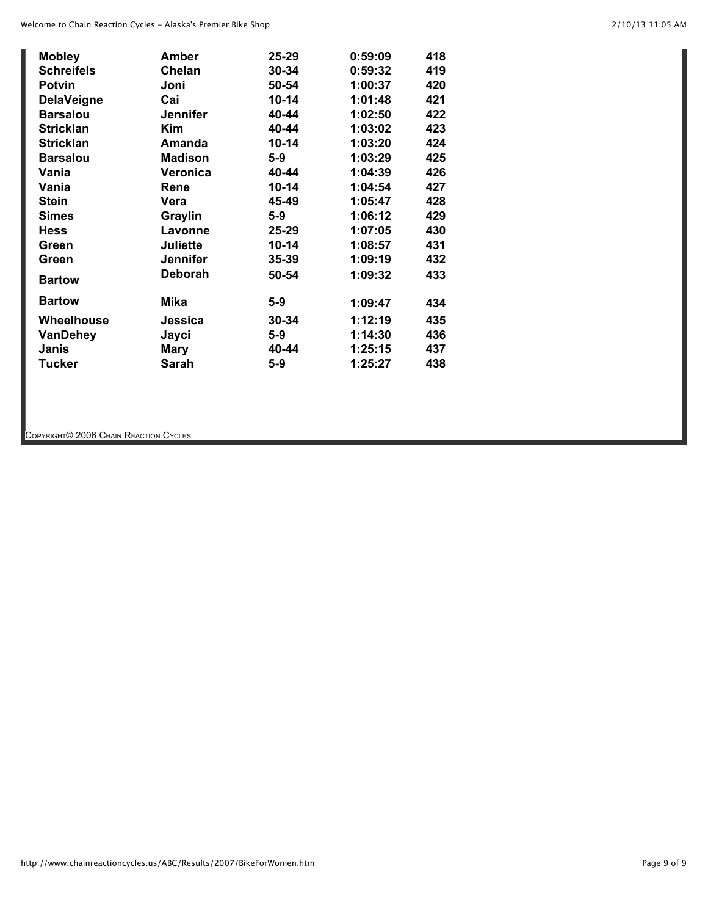| | | | | |
|---|---|---|---|---|
| Mobley | Amber | 25-29 | 0:59:09 | 418 |
| Schreifels | Chelan | 30-34 | 0:59:32 | 419 |
| Potvin | Joni | 50-54 | 1:00:37 | 420 |
| DelaVeigne | Cai | 10-14 | 1:01:48 | 421 |
| Barsalou | Jennifer | 40-44 | 1:02:50 | 422 |
| Stricklan | Kim | 40-44 | 1:03:02 | 423 |
| Stricklan | Amanda | 10-14 | 1:03:20 | 424 |
| Barsalou | Madison | 5-9 | 1:03:29 | 425 |
| Vania | Veronica | 40-44 | 1:04:39 | 426 |
| Vania | Rene | 10-14 | 1:04:54 | 427 |
| Stein | Vera | 45-49 | 1:05:47 | 428 |
| Simes | Graylin | 5-9 | 1:06:12 | 429 |
| Hess | Lavonne | 25-29 | 1:07:05 | 430 |
| Green | Juliette | 10-14 | 1:08:57 | 431 |
| Green | Jennifer | 35-39 | 1:09:19 | 432 |
| Bartow | Deborah | 50-54 | 1:09:32 | 433 |
| Bartow | Mika | 5-9 | 1:09:47 | 434 |
| Wheelhouse | Jessica | 30-34 | 1:12:19 | 435 |
| VanDehey | Jayci | 5-9 | 1:14:30 | 436 |
| Janis | Mary | 40-44 | 1:25:15 | 437 |
| Tucker | Sarah | 5-9 | 1:25:27 | 438 |

Copyright© 2006 Chain Reaction Cycles